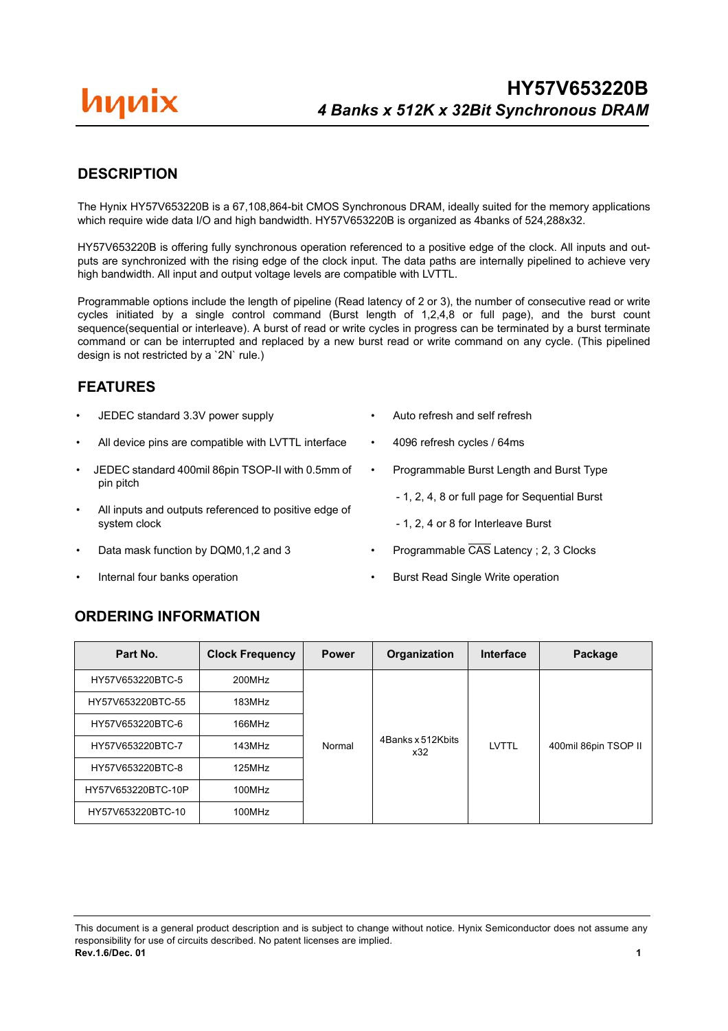# HY57V653220B

## *4 Banks x 512K x 32Bit Synchronous DRAM*

## DESCRIPTION

The Hynix HY57V653220B is a 67,108,864-bit CMOS Synchronous DRAM, ideally suited for the memory applications which require wide data I/O and high bandwidth. HY57V653220B is organized as 4banks of 524,288x32.

HY57V653220B is offering fully synchronous operation referenced to a positive edge of the clock. All inputs and outputs are synchronized with the rising edge of the clock input. The data paths are internally pipelined to achieve very high bandwidth. All input and output voltage levels are compatible with LVTTL.

Programmable options include the length of pipeline (Read latency of 2 or 3), the number of consecutive read or write cycles initiated by a single control command (Burst length of 1,2,4,8 or full page), and the burst count sequence(sequential or interleave). A burst of read or write cycles in progress can be terminated by a burst terminate command or can be interrupted and replaced by a new burst read or write command on any cycle. (This pipelined design is not restricted by a `2N` rule.)

## FEATURES

- JEDEC standard 3.3V power supply
- All device pins are compatible with LVTTL interface
- JEDEC standard 400mil 86pin TSOP-II with 0.5mm of pin pitch
- All inputs and outputs referenced to positive edge of system clock
- Data mask function by DQM0,1,2 and 3
- Internal four banks operation
- Auto refresh and self refresh
- 4096 refresh cycles / 64ms
- Programmable Burst Length and Burst Type
  - 1, 2, 4, 8 or full page for Sequential Burst
  - 1, 2, 4 or 8 for Interleave Burst
- Programmable $\overline{CAS}$ Latency ; 2, 3 Clocks
- Burst Read Single Write operation

## ORDERING INFORMATION

| Part No. | Clock Frequency | Power | Organization | Interface | Package |
|---|---|---|---|---|---|
| HY57V653220BTC-5 | 200MHz | Normal | 4Banks x 512Kbits x32 | LVTTL | 400mil 86pin TSOP II |
| HY57V653220BTC-55 | 183MHz | | | | |
| HY57V653220BTC-6 | 166MHz | | | | |
| HY57V653220BTC-7 | 143MHz | | | | |
| HY57V653220BTC-8 | 125MHz | | | | |
| HY57V653220BTC-10P | 100MHz | | | | |
| HY57V653220BTC-10 | 100MHz | | | | |

This document is a general product description and is subject to change without notice. Hynix Semiconductor does not assume any responsibility for use of circuits described. No patent licenses are implied.

**Rev.1.6/Dec. 01**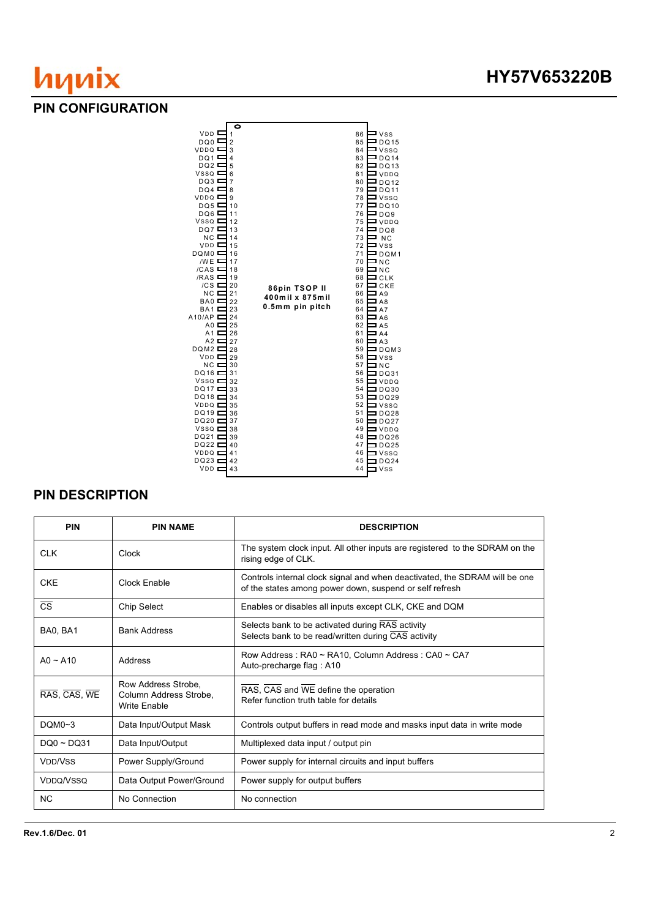## PIN CONFIGURATION

86pin TSOP II
400mil x 875mil
0.5mm pin pitch

| Pin Name | Pin | Pin | Pin Name |
|---|---|---|---|
| VDD | 1 | 86 | VSS |
| DQ0 | 2 | 85 | DQ15 |
| VDDQ | 3 | 84 | VSSQ |
| DQ1 | 4 | 83 | DQ14 |
| DQ2 | 5 | 82 | DQ13 |
| VSSQ | 6 | 81 | VDDQ |
| DQ3 | 7 | 80 | DQ12 |
| DQ4 | 8 | 79 | DQ11 |
| VDDQ | 9 | 78 | VSSQ |
| DQ5 | 10 | 77 | DQ10 |
| DQ6 | 11 | 76 | DQ9 |
| VSSQ | 12 | 75 | VDDQ |
| DQ7 | 13 | 74 | DQ8 |
| NC | 14 | 73 | NC |
| VDD | 15 | 72 | VSS |
| DQM0 | 16 | 71 | DQM1 |
| /WE | 17 | 70 | NC |
| /CAS | 18 | 69 | NC |
| /RAS | 19 | 68 | CLK |
| /CS | 20 | 67 | CKE |
| NC | 21 | 66 | A9 |
| BA0 | 22 | 65 | A8 |
| BA1 | 23 | 64 | A7 |
| A10/AP | 24 | 63 | A6 |
| A0 | 25 | 62 | A5 |
| A1 | 26 | 61 | A4 |
| A2 | 27 | 60 | A3 |
| DQM2 | 28 | 59 | DQM3 |
| VDD | 29 | 58 | VSS |
| NC | 30 | 57 | NC |
| DQ16 | 31 | 56 | DQ31 |
| VSSQ | 32 | 55 | VDDQ |
| DQ17 | 33 | 54 | DQ30 |
| DQ18 | 34 | 53 | DQ29 |
| VDDQ | 35 | 52 | VSSQ |
| DQ19 | 36 | 51 | DQ28 |
| DQ20 | 37 | 50 | DQ27 |
| VSSQ | 38 | 49 | VDDQ |
| DQ21 | 39 | 48 | DQ26 |
| DQ22 | 40 | 47 | DQ25 |
| VDDQ | 41 | 46 | VSSQ |
| DQ23 | 42 | 45 | DQ24 |
| VDD | 43 | 44 | VSS |

## PIN DESCRIPTION

| PIN | PIN NAME | DESCRIPTION |
|---|---|---|
| CLK | Clock | The system clock input. All other inputs are registered to the SDRAM on the rising edge of CLK. |
| CKE | Clock Enable | Controls internal clock signal and when deactivated, the SDRAM will be one of the states among power down, suspend or self refresh |
| $\overline{CS}$ | Chip Select | Enables or disables all inputs except CLK, CKE and DQM |
| BA0, BA1 | Bank Address | Selects bank to be activated during $\overline{RAS}$ activity<br>Selects bank to be read/written during $\overline{CAS}$ activity |
| A0 ~ A10 | Address | Row Address : RA0 ~ RA10, Column Address : CA0 ~ CA7<br>Auto-precharge flag : A10 |
| $\overline{RAS}$, $\overline{CAS}$, $\overline{WE}$ | Row Address Strobe, Column Address Strobe, Write Enable | $\overline{RAS}$, $\overline{CAS}$ and $\overline{WE}$ define the operation<br>Refer function truth table for details |
| DQM0~3 | Data Input/Output Mask | Controls output buffers in read mode and masks input data in write mode |
| DQ0 ~ DQ31 | Data Input/Output | Multiplexed data input / output pin |
| VDD/VSS | Power Supply/Ground | Power supply for internal circuits and input buffers |
| VDDQ/VSSQ | Data Output Power/Ground | Power supply for output buffers |
| NC | No Connection | No connection |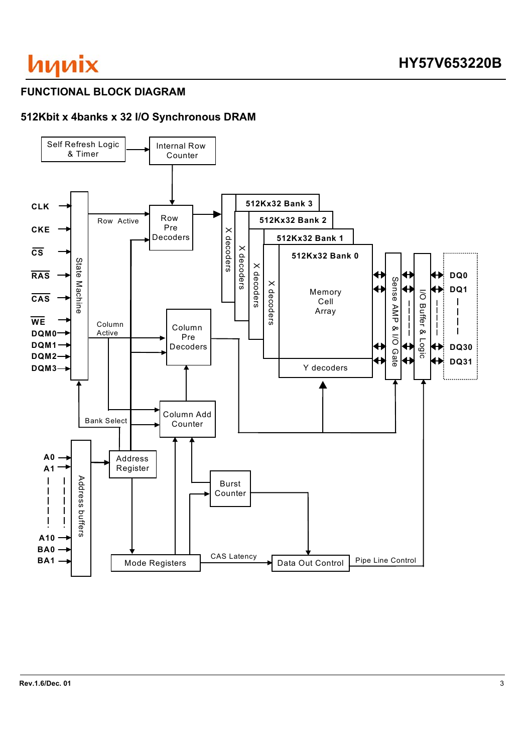## FUNCTIONAL BLOCK DIAGRAM

### 512Kbit x 4banks x 32 I/O Synchronous DRAM

Self Refresh Logic & Timer

Internal Row Counter

CLK

CKE

CS

RAS

CAS

WE

DQM0

DQM1

DQM2

DQM3

State Machine

Row Active

Row Pre Decoders

Column Active

Column Pre Decoders

512Kx32 Bank 3

512Kx32 Bank 2

512Kx32 Bank 1

512Kx32 Bank 0

X decoders

Memory Cell Array

Y decoders

Sense AMP & I/O Gate

I/O Buffer & Logic

DQ0

DQ1

DQ30

DQ31

Bank Select

Column Add Counter

A0

A1

A10

BA0

BA1

Address buffers

Address Register

Burst Counter

Mode Registers

CAS Latency

Data Out Control

Pipe Line Control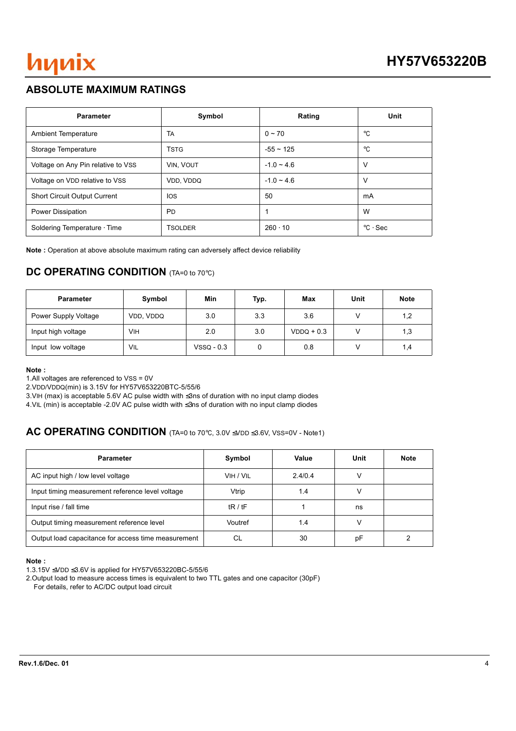## ABSOLUTE MAXIMUM RATINGS

| Parameter | Symbol | Rating | Unit |
|---|---|---|---|
| Ambient Temperature | TA | 0 ~ 70 | °C |
| Storage Temperature | TSTG | -55 ~ 125 | °C |
| Voltage on Any Pin relative to VSS | VIN, VOUT | -1.0 ~ 4.6 | V |
| Voltage on VDD relative to VSS | VDD, VDDQ | -1.0 ~ 4.6 | V |
| Short Circuit Output Current | IOS | 50 | mA |
| Power Dissipation | PD | 1 | W |
| Soldering Temperature · Time | TSOLDER | 260 · 10 | °C · Sec |

**Note :** Operation at above absolute maximum rating can adversely affect device reliability

## DC OPERATING CONDITION (TA=0 to 70°C)

| Parameter | Symbol | Min | Typ. | Max | Unit | Note |
|---|---|---|---|---|---|---|
| Power Supply Voltage | VDD, VDDQ | 3.0 | 3.3 | 3.6 | V | 1,2 |
| Input high voltage | VIH | 2.0 | 3.0 | VDDQ + 0.3 | V | 1,3 |
| Input low voltage | VIL | VSSQ - 0.3 | 0 | 0.8 | V | 1,4 |

**Note :**
1.All voltages are referenced to VSS = 0V
2.VDD/VDDQ(min) is 3.15V for HY57V653220BTC-5/55/6
3.VIH (max) is acceptable 5.6V AC pulse width with ≤3ns of duration with no input clamp diodes
4.VIL (min) is acceptable -2.0V AC pulse width with ≤3ns of duration with no input clamp diodes

## AC OPERATING CONDITION (TA=0 to 70°C, 3.0V ≤VDD ≤3.6V, VSS=0V - Note1)

| Parameter | Symbol | Value | Unit | Note |
|---|---|---|---|---|
| AC input high / low level voltage | VIH / VIL | 2.4/0.4 | V | |
| Input timing measurement reference level voltage | Vtrip | 1.4 | V | |
| Input rise / fall time | tR / tF | 1 | ns | |
| Output timing measurement reference level | Voutref | 1.4 | V | |
| Output load capacitance for access time measurement | CL | 30 | pF | 2 |

**Note :**
1.3.15V ≤VDD ≤3.6V is applied for HY57V653220BC-5/55/6
2.Output load to measure access times is equivalent to two TTL gates and one capacitor (30pF)
For details, refer to AC/DC output load circuit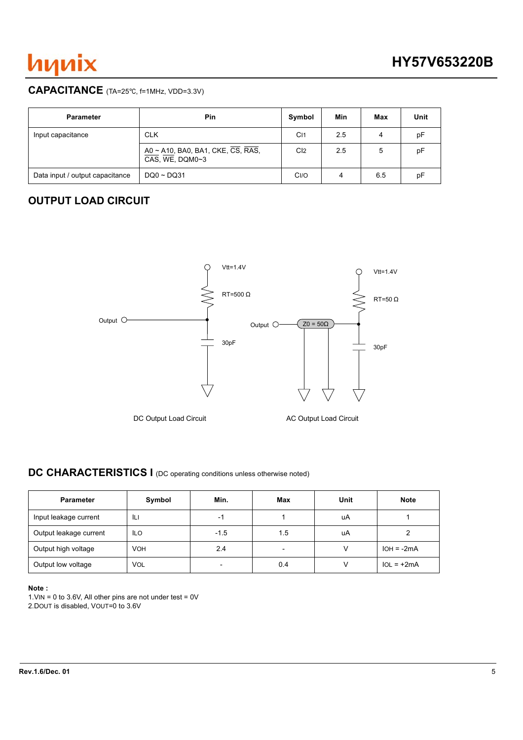## CAPACITANCE (TA=25℃, f=1MHz, VDD=3.3V)

| Parameter | Pin | Symbol | Min | Max | Unit |
|---|---|---|---|---|---|
| Input capacitance | CLK | $C_{I1}$ | 2.5 | 4 | pF |
| | A0 ~ A10, BA0, BA1, CKE, $\overline{CS}$, $\overline{RAS}$, $\overline{CAS}$, $\overline{WE}$, DQM0~3 | $C_{I2}$ | 2.5 | 5 | pF |
| Data input / output capacitance | DQ0 ~ DQ31 | $C_{I/O}$ | 4 | 6.5 | pF |

## OUTPUT LOAD CIRCUIT

Vtt=1.4V

RT=500 Ω

Output

30pF

DC Output Load Circuit

Vtt=1.4V

RT=50 Ω

Output

Z0 = 50Ω

30pF

AC Output Load Circuit

## DC CHARACTERISTICS I (DC operating conditions unless otherwise noted)

| Parameter | Symbol | Min. | Max | Unit | Note |
|---|---|---|---|---|---|
| Input leakage current | $I_{LI}$ | -1 | 1 | uA | 1 |
| Output leakage current | $I_{LO}$ | -1.5 | 1.5 | uA | 2 |
| Output high voltage | $V_{OH}$ | 2.4 | - | V | $I_{OH}$ = -2mA |
| Output low voltage | $V_{OL}$ | - | 0.4 | V | $I_{OL}$ = +2mA |

**Note :**
1. $V_{IN}$ = 0 to 3.6V, All other pins are not under test = 0V
2. $D_{OUT}$ is disabled, $V_{OUT}$=0 to 3.6V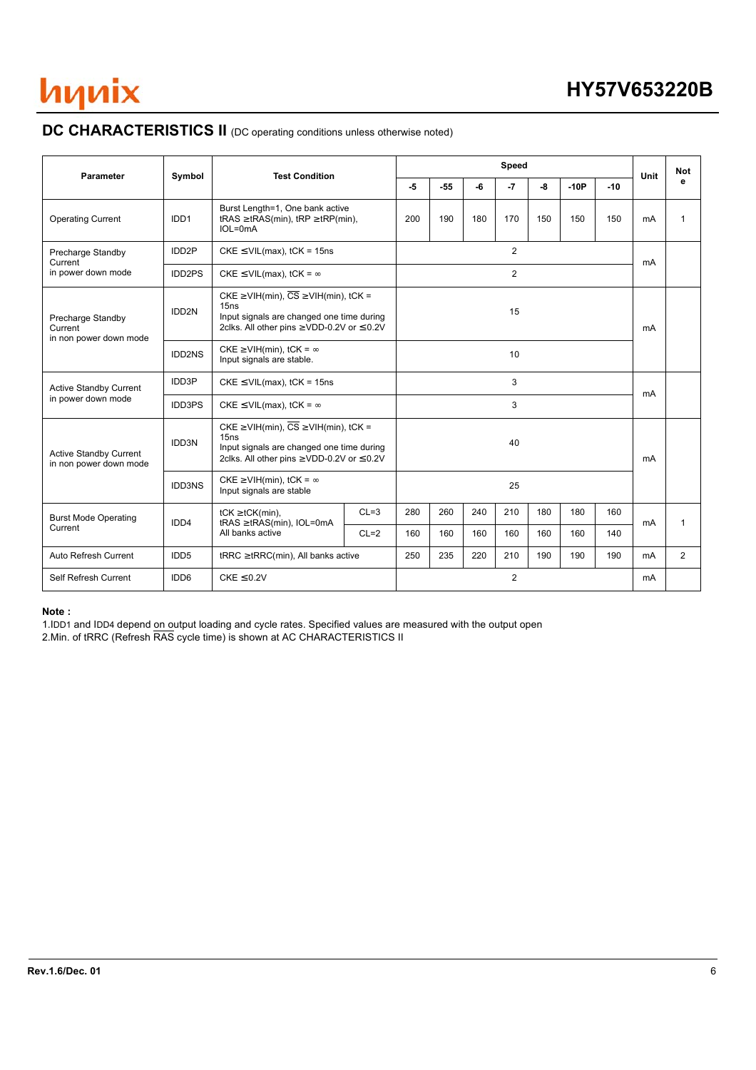## DC CHARACTERISTICS II (DC operating conditions unless otherwise noted)

| Parameter | Symbol | Test Condition | | Speed | | | | | | | Unit | Note |
|---|---|---|---|---|---|---|---|---|---|---|---|---|
| | | | | -5 | -55 | -6 | -7 | -8 | -10P | -10 | | |
| Operating Current | IDD1 | Burst Length=1, One bank active tRAS ≥tRAS(min), tRP ≥tRP(min), IOL=0mA | | 200 | 190 | 180 | 170 | 150 | 150 | 150 | mA | 1 |
| Precharge Standby Current in power down mode | IDD2P | CKE ≤VIL(max), tCK = 15ns | | 2 | | | | | | | mA | |
| | IDD2PS | CKE ≤VIL(max), tCK = ∞ | | 2 | | | | | | | | |
| Precharge Standby Current in non power down mode | IDD2N | CKE ≥VIH(min), $\overline{CS}$ ≥VIH(min), tCK = 15ns Input signals are changed one time during 2clks. All other pins ≥VDD-0.2V or ≤0.2V | | 15 | | | | | | | mA | |
| | IDD2NS | CKE ≥VIH(min), tCK = ∞ Input signals are stable. | | 10 | | | | | | | | |
| Active Standby Current in power down mode | IDD3P | CKE ≤VIL(max), tCK = 15ns | | 3 | | | | | | | mA | |
| | IDD3PS | CKE ≤VIL(max), tCK = ∞ | | 3 | | | | | | | | |
| Active Standby Current in non power down mode | IDD3N | CKE ≥VIH(min), $\overline{CS}$ ≥VIH(min), tCK = 15ns Input signals are changed one time during 2clks. All other pins ≥VDD-0.2V or ≤0.2V | | 40 | | | | | | | mA | |
| | IDD3NS | CKE ≥VIH(min), tCK = ∞ Input signals are stable | | 25 | | | | | | | | |
| Burst Mode Operating Current | IDD4 | tCK ≥tCK(min), tRAS ≥tRAS(min), IOL=0mA All banks active | CL=3 | 280 | 260 | 240 | 210 | 180 | 180 | 160 | mA | 1 |
| | | | CL=2 | 160 | 160 | 160 | 160 | 160 | 160 | 140 | | |
| Auto Refresh Current | IDD5 | tRRC ≥tRRC(min), All banks active | | 250 | 235 | 220 | 210 | 190 | 190 | 190 | mA | 2 |
| Self Refresh Current | IDD6 | CKE ≤0.2V | | 2 | | | | | | | mA | |

**Note :**

1.IDD1 and IDD4 depend on output loading and cycle rates. Specified values are measured with the output open

2.Min. of tRRC (Refresh $\overline{RAS}$ cycle time) is shown at AC CHARACTERISTICS II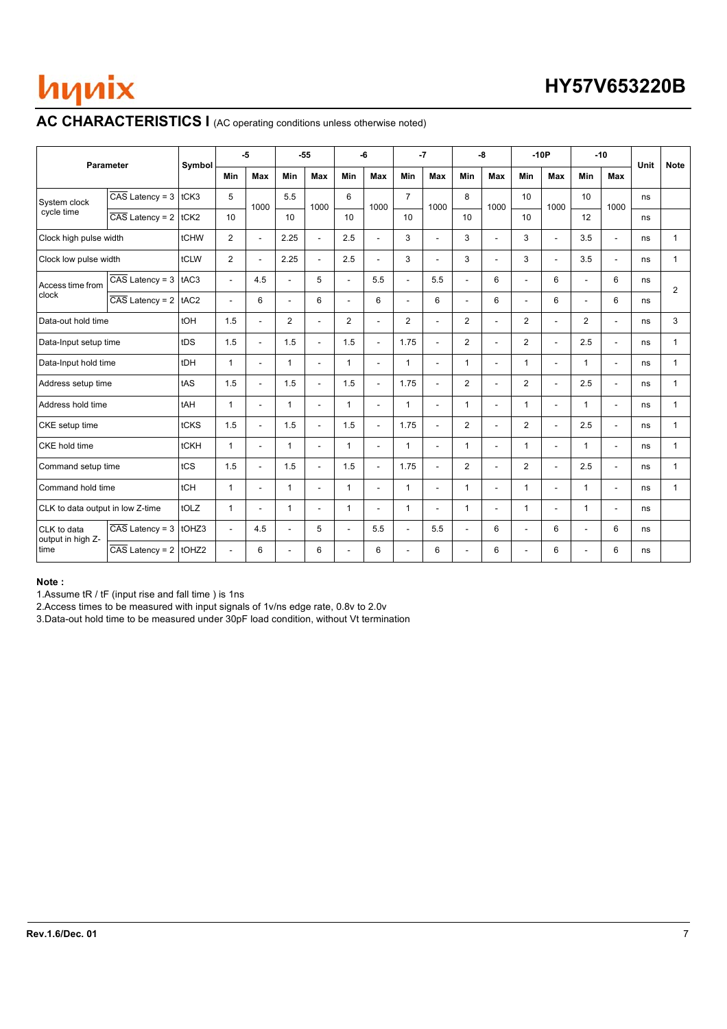## AC CHARACTERISTICS I (AC operating conditions unless otherwise noted)

| Parameter | | Symbol | -5 | | -55 | | -6 | | -7 | | -8 | | -10P | | -10 | | Unit | Note |
|---|---|---|---|---|---|---|---|---|---|---|---|---|---|---|---|---|---|---|
| | | | Min | Max | Min | Max | Min | Max | Min | Max | Min | Max | Min | Max | Min | Max | | |
| System clock cycle time | $\overline{CAS}$ Latency = 3 | tCK3 | 5 | 1000 | 5.5 | 1000 | 6 | 1000 | 7 | 1000 | 8 | 1000 | 10 | 1000 | 10 | 1000 | ns | |
| | $\overline{CAS}$ Latency = 2 | tCK2 | 10 | | 10 | | 10 | | 10 | | 10 | | 10 | | 12 | | ns | |
| Clock high pulse width | | tCHW | 2 | - | 2.25 | - | 2.5 | - | 3 | - | 3 | - | 3 | - | 3.5 | - | ns | 1 |
| Clock low pulse width | | tCLW | 2 | - | 2.25 | - | 2.5 | - | 3 | - | 3 | - | 3 | - | 3.5 | - | ns | 1 |
| Access time from clock | $\overline{CAS}$ Latency = 3 | tAC3 | - | 4.5 | - | 5 | - | 5.5 | - | 5.5 | - | 6 | - | 6 | - | 6 | ns | 2 |
| | $\overline{CAS}$ Latency = 2 | tAC2 | - | 6 | - | 6 | - | 6 | - | 6 | - | 6 | - | 6 | - | 6 | ns | |
| Data-out hold time | | tOH | 1.5 | - | 2 | - | 2 | - | 2 | - | 2 | - | 2 | - | 2 | - | ns | 3 |
| Data-Input setup time | | tDS | 1.5 | - | 1.5 | - | 1.5 | - | 1.75 | - | 2 | - | 2 | - | 2.5 | - | ns | 1 |
| Data-Input hold time | | tDH | 1 | - | 1 | - | 1 | - | 1 | - | 1 | - | 1 | - | 1 | - | ns | 1 |
| Address setup time | | tAS | 1.5 | - | 1.5 | - | 1.5 | - | 1.75 | - | 2 | - | 2 | - | 2.5 | - | ns | 1 |
| Address hold time | | tAH | 1 | - | 1 | - | 1 | - | 1 | - | 1 | - | 1 | - | 1 | - | ns | 1 |
| CKE setup time | | tCKS | 1.5 | - | 1.5 | - | 1.5 | - | 1.75 | - | 2 | - | 2 | - | 2.5 | - | ns | 1 |
| CKE hold time | | tCKH | 1 | - | 1 | - | 1 | - | 1 | - | 1 | - | 1 | - | 1 | - | ns | 1 |
| Command setup time | | tCS | 1.5 | - | 1.5 | - | 1.5 | - | 1.75 | - | 2 | - | 2 | - | 2.5 | - | ns | 1 |
| Command hold time | | tCH | 1 | - | 1 | - | 1 | - | 1 | - | 1 | - | 1 | - | 1 | - | ns | 1 |
| CLK to data output in low Z-time | | tOLZ | 1 | - | 1 | - | 1 | - | 1 | - | 1 | - | 1 | - | 1 | - | ns | |
| CLK to data output in high Z-time | $\overline{CAS}$ Latency = 3 | tOHZ3 | - | 4.5 | - | 5 | - | 5.5 | - | 5.5 | - | 6 | - | 6 | - | 6 | ns | |
| | $\overline{CAS}$ Latency = 2 | tOHZ2 | - | 6 | - | 6 | - | 6 | - | 6 | - | 6 | - | 6 | - | 6 | ns | |

**Note :**

1.Assume tR / tF (input rise and fall time ) is 1ns

2.Access times to be measured with input signals of 1v/ns edge rate, 0.8v to 2.0v

3.Data-out hold time to be measured under 30pF load condition, without Vt termination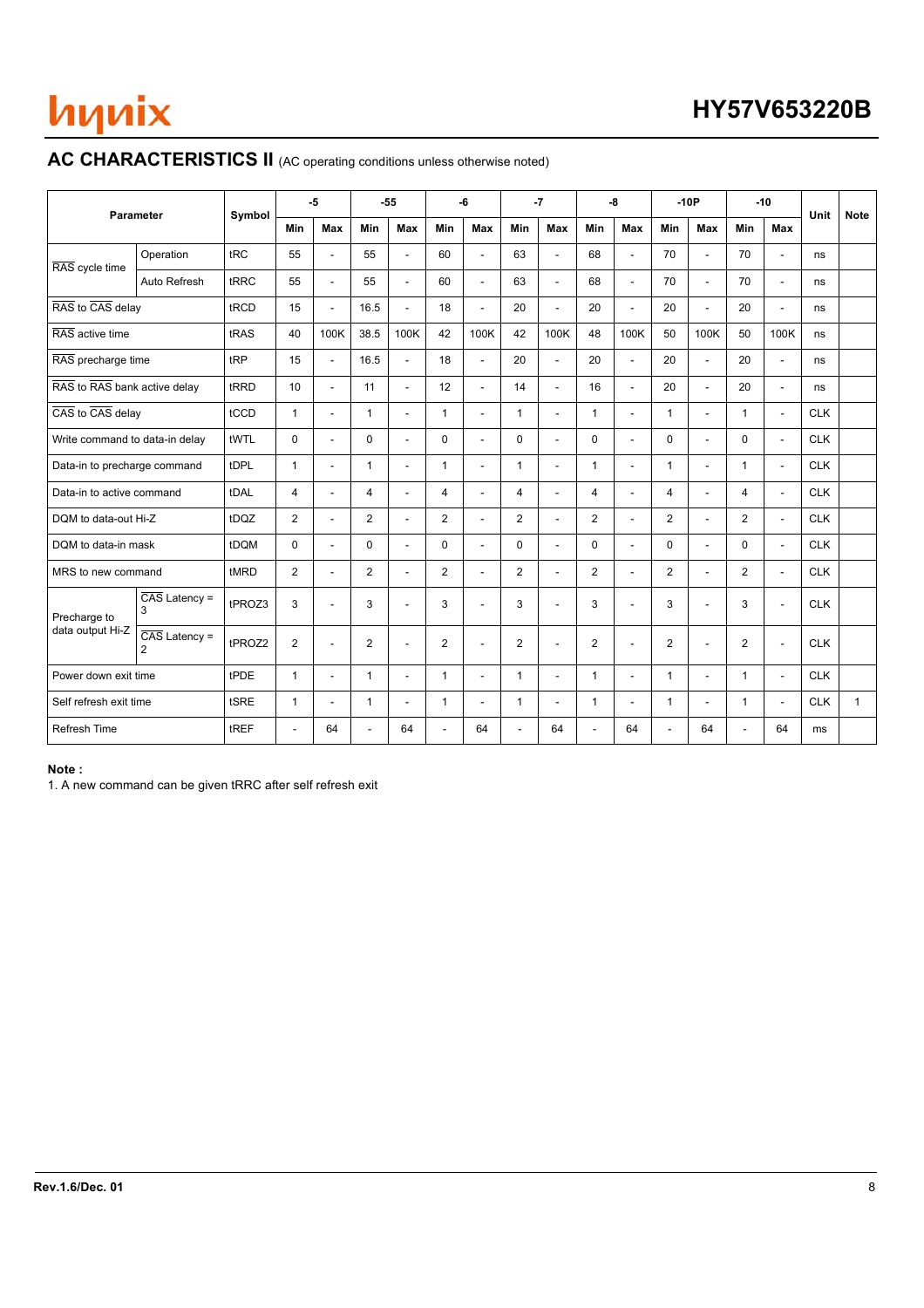## AC CHARACTERISTICS II (AC operating conditions unless otherwise noted)

| Parameter | | Symbol | -5 | | -55 | | -6 | | -7 | | -8 | | -10P | | -10 | | Unit | Note |
|---|---|---|---|---|---|---|---|---|---|---|---|---|---|---|---|---|---|---|
| | | | Min | Max | Min | Max | Min | Max | Min | Max | Min | Max | Min | Max | Min | Max | | |
| RAS cycle time | Operation | tRC | 55 | - | 55 | - | 60 | - | 63 | - | 68 | - | 70 | - | 70 | - | ns | |
| | Auto Refresh | tRRC | 55 | - | 55 | - | 60 | - | 63 | - | 68 | - | 70 | - | 70 | - | ns | |
| RAS to CAS delay | | tRCD | 15 | - | 16.5 | - | 18 | - | 20 | - | 20 | - | 20 | - | 20 | - | ns | |
| RAS active time | | tRAS | 40 | 100K | 38.5 | 100K | 42 | 100K | 42 | 100K | 48 | 100K | 50 | 100K | 50 | 100K | ns | |
| RAS precharge time | | tRP | 15 | - | 16.5 | - | 18 | - | 20 | - | 20 | - | 20 | - | 20 | - | ns | |
| RAS to RAS bank active delay | | tRRD | 10 | - | 11 | - | 12 | - | 14 | - | 16 | - | 20 | - | 20 | - | ns | |
| CAS to CAS delay | | tCCD | 1 | - | 1 | - | 1 | - | 1 | - | 1 | - | 1 | - | 1 | - | CLK | |
| Write command to data-in delay | | tWTL | 0 | - | 0 | - | 0 | - | 0 | - | 0 | - | 0 | - | 0 | - | CLK | |
| Data-in to precharge command | | tDPL | 1 | - | 1 | - | 1 | - | 1 | - | 1 | - | 1 | - | 1 | - | CLK | |
| Data-in to active command | | tDAL | 4 | - | 4 | - | 4 | - | 4 | - | 4 | - | 4 | - | 4 | - | CLK | |
| DQM to data-out Hi-Z | | tDQZ | 2 | - | 2 | - | 2 | - | 2 | - | 2 | - | 2 | - | 2 | - | CLK | |
| DQM to data-in mask | | tDQM | 0 | - | 0 | - | 0 | - | 0 | - | 0 | - | 0 | - | 0 | - | CLK | |
| MRS to new command | | tMRD | 2 | - | 2 | - | 2 | - | 2 | - | 2 | - | 2 | - | 2 | - | CLK | |
| Precharge to data output Hi-Z | CAS Latency = 3 | tPROZ3 | 3 | - | 3 | - | 3 | - | 3 | - | 3 | - | 3 | - | 3 | - | CLK | |
| | CAS Latency = 2 | tPROZ2 | 2 | - | 2 | - | 2 | - | 2 | - | 2 | - | 2 | - | 2 | - | CLK | |
| Power down exit time | | tPDE | 1 | - | 1 | - | 1 | - | 1 | - | 1 | - | 1 | - | 1 | - | CLK | |
| Self refresh exit time | | tSRE | 1 | - | 1 | - | 1 | - | 1 | - | 1 | - | 1 | - | 1 | - | CLK | 1 |
| Refresh Time | | tREF | - | 64 | - | 64 | - | 64 | - | 64 | - | 64 | - | 64 | - | 64 | ms | |

**Note :**

1. A new command can be given tRRC after self refresh exit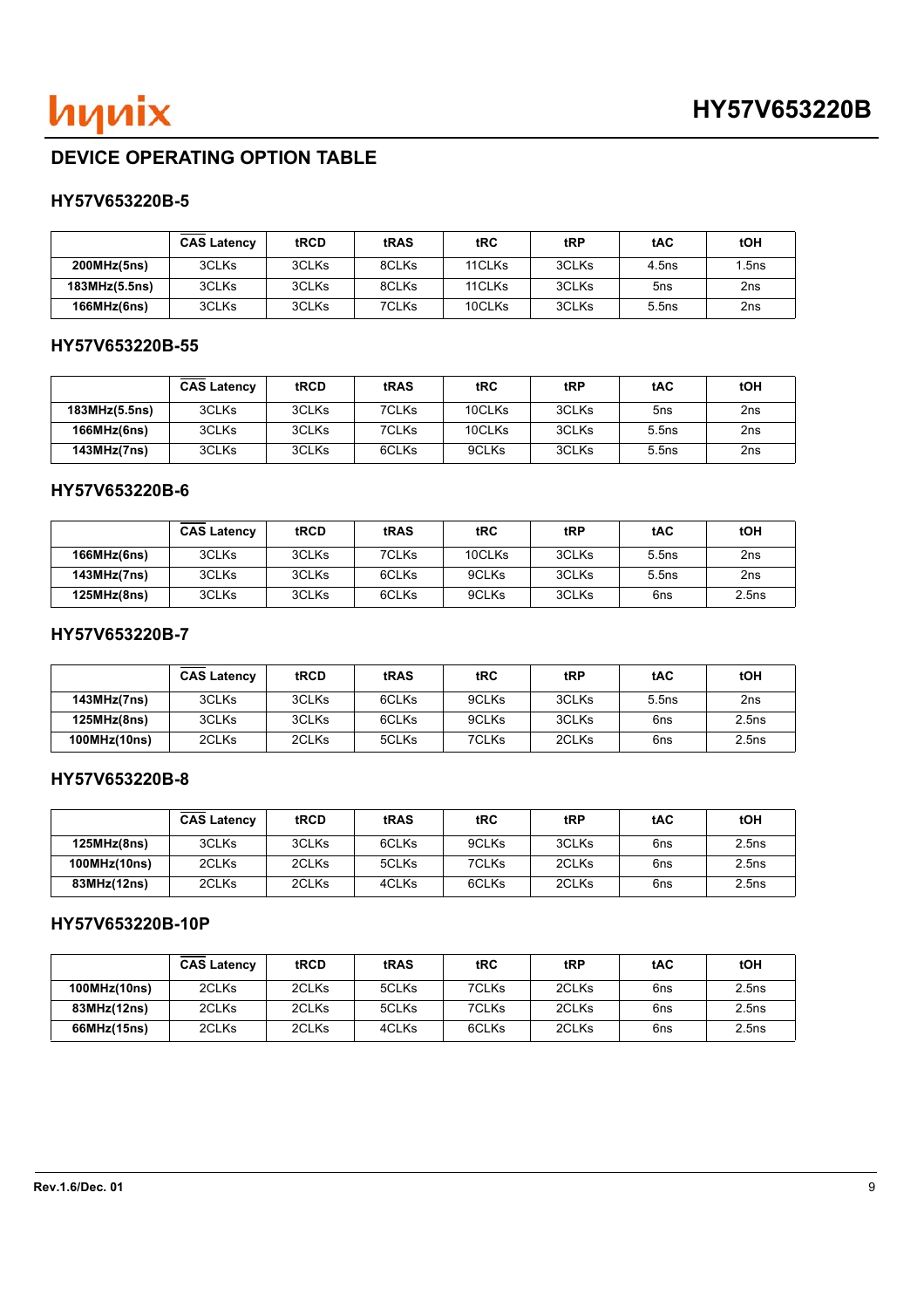## DEVICE OPERATING OPTION TABLE

### HY57V653220B-5

| | CAS Latency | tRCD | tRAS | tRC | tRP | tAC | tOH |
|---|---|---|---|---|---|---|---|
| **200MHz(5ns)** | 3CLKs | 3CLKs | 8CLKs | 11CLKs | 3CLKs | 4.5ns | 1.5ns |
| **183MHz(5.5ns)** | 3CLKs | 3CLKs | 8CLKs | 11CLKs | 3CLKs | 5ns | 2ns |
| **166MHz(6ns)** | 3CLKs | 3CLKs | 7CLKs | 10CLKs | 3CLKs | 5.5ns | 2ns |

### HY57V653220B-55

| | CAS Latency | tRCD | tRAS | tRC | tRP | tAC | tOH |
|---|---|---|---|---|---|---|---|
| **183MHz(5.5ns)** | 3CLKs | 3CLKs | 7CLKs | 10CLKs | 3CLKs | 5ns | 2ns |
| **166MHz(6ns)** | 3CLKs | 3CLKs | 7CLKs | 10CLKs | 3CLKs | 5.5ns | 2ns |
| **143MHz(7ns)** | 3CLKs | 3CLKs | 6CLKs | 9CLKs | 3CLKs | 5.5ns | 2ns |

### HY57V653220B-6

| | CAS Latency | tRCD | tRAS | tRC | tRP | tAC | tOH |
|---|---|---|---|---|---|---|---|
| **166MHz(6ns)** | 3CLKs | 3CLKs | 7CLKs | 10CLKs | 3CLKs | 5.5ns | 2ns |
| **143MHz(7ns)** | 3CLKs | 3CLKs | 6CLKs | 9CLKs | 3CLKs | 5.5ns | 2ns |
| **125MHz(8ns)** | 3CLKs | 3CLKs | 6CLKs | 9CLKs | 3CLKs | 6ns | 2.5ns |

### HY57V653220B-7

| | CAS Latency | tRCD | tRAS | tRC | tRP | tAC | tOH |
|---|---|---|---|---|---|---|---|
| **143MHz(7ns)** | 3CLKs | 3CLKs | 6CLKs | 9CLKs | 3CLKs | 5.5ns | 2ns |
| **125MHz(8ns)** | 3CLKs | 3CLKs | 6CLKs | 9CLKs | 3CLKs | 6ns | 2.5ns |
| **100MHz(10ns)** | 2CLKs | 2CLKs | 5CLKs | 7CLKs | 2CLKs | 6ns | 2.5ns |

### HY57V653220B-8

| | CAS Latency | tRCD | tRAS | tRC | tRP | tAC | tOH |
|---|---|---|---|---|---|---|---|
| **125MHz(8ns)** | 3CLKs | 3CLKs | 6CLKs | 9CLKs | 3CLKs | 6ns | 2.5ns |
| **100MHz(10ns)** | 2CLKs | 2CLKs | 5CLKs | 7CLKs | 2CLKs | 6ns | 2.5ns |
| **83MHz(12ns)** | 2CLKs | 2CLKs | 4CLKs | 6CLKs | 2CLKs | 6ns | 2.5ns |

### HY57V653220B-10P

| | CAS Latency | tRCD | tRAS | tRC | tRP | tAC | tOH |
|---|---|---|---|---|---|---|---|
| **100MHz(10ns)** | 2CLKs | 2CLKs | 5CLKs | 7CLKs | 2CLKs | 6ns | 2.5ns |
| **83MHz(12ns)** | 2CLKs | 2CLKs | 5CLKs | 7CLKs | 2CLKs | 6ns | 2.5ns |
| **66MHz(15ns)** | 2CLKs | 2CLKs | 4CLKs | 6CLKs | 2CLKs | 6ns | 2.5ns |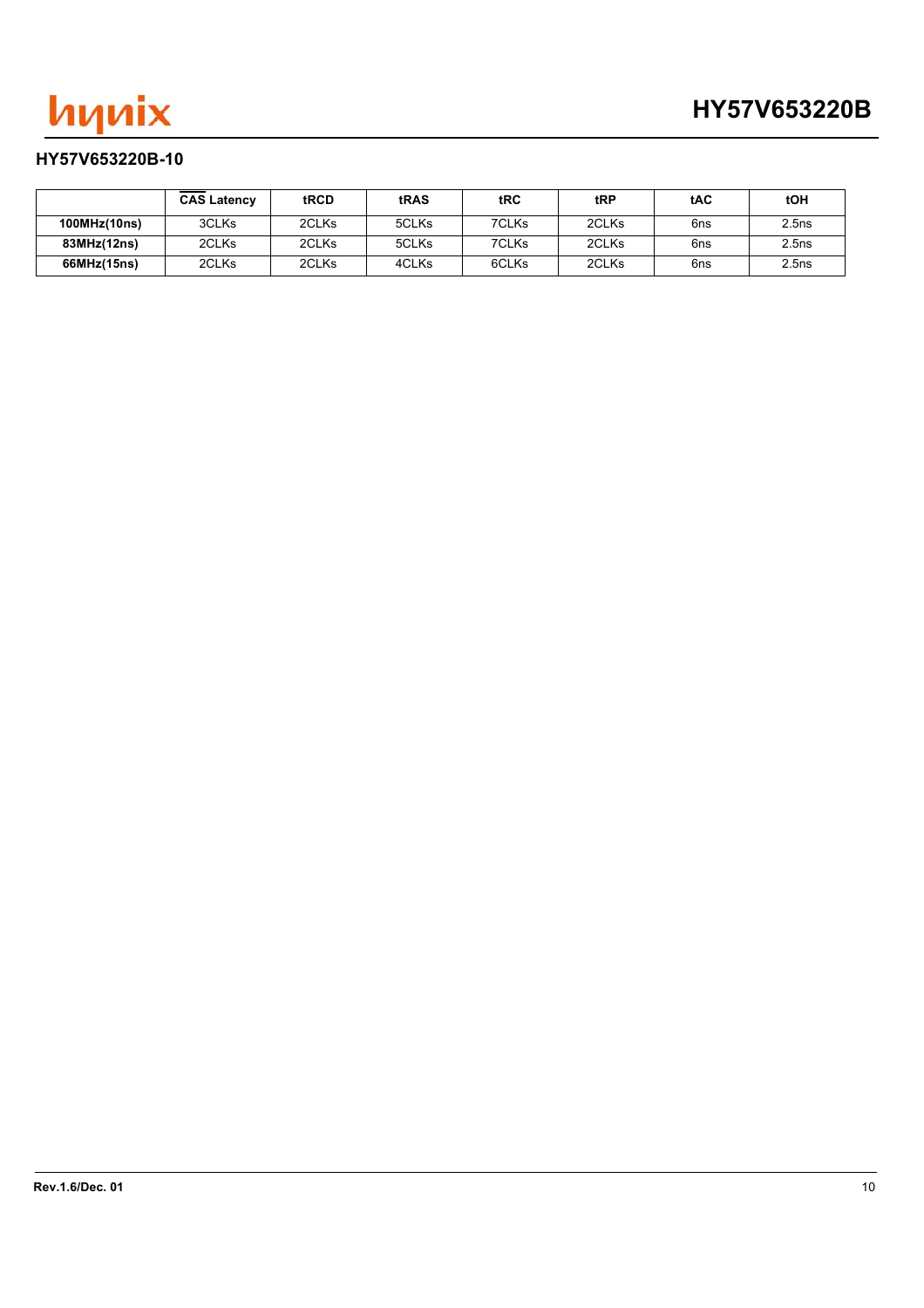### HY57V653220B-10

| | $\overline{\text{CAS}}$ Latency | tRCD | tRAS | tRC | tRP | tAC | tOH |
|---|---|---|---|---|---|---|---|
| **100MHz(10ns)** | 3CLKs | 2CLKs | 5CLKs | 7CLKs | 2CLKs | 6ns | 2.5ns |
| **83MHz(12ns)** | 2CLKs | 2CLKs | 5CLKs | 7CLKs | 2CLKs | 6ns | 2.5ns |
| **66MHz(15ns)** | 2CLKs | 2CLKs | 4CLKs | 6CLKs | 2CLKs | 6ns | 2.5ns |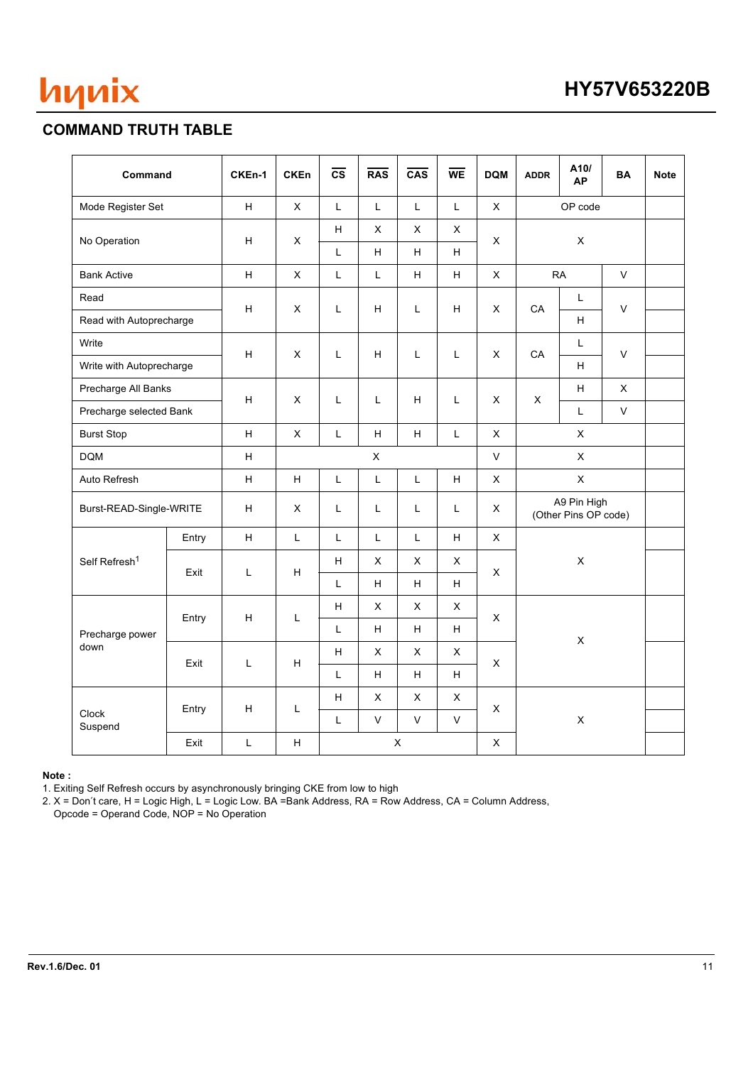## COMMAND TRUTH TABLE

| Command | | CKEn-1 | CKEn | $\overline{CS}$ | $\overline{RAS}$ | $\overline{CAS}$ | $\overline{WE}$ | DQM | ADDR | A10/ AP | BA | Note |
|---|---|---|---|---|---|---|---|---|---|---|---|---|
| Mode Register Set | | H | X | L | L | L | L | X | OP code | | | |
| No Operation | | H | X | H | X | X | X | X | X | | | |
| | | | | L | H | H | H | | | | | |
| Bank Active | | H | X | L | L | H | H | X | RA | | V | |
| Read | | H | X | L | H | L | H | X | CA | L | V | |
| Read with Autoprecharge | | | | | | | | | | H | | |
| Write | | H | X | L | H | L | L | X | CA | L | V | |
| Write with Autoprecharge | | | | | | | | | | H | | |
| Precharge All Banks | | H | X | L | L | H | L | X | X | H | X | |
| Precharge selected Bank | | | | | | | | | | L | V | |
| Burst Stop | | H | X | L | H | H | L | X | X | | | |
| DQM | | H | X | | | | | V | X | | | |
| Auto Refresh | | H | H | L | L | L | H | X | X | | | |
| Burst-READ-Single-WRITE | | H | X | L | L | L | L | X | A9 Pin High (Other Pins OP code) | | | |
| Self Refresh[1] | Entry | H | L | L | L | L | H | X | X | | | |
| | Exit | L | H | H | X | X | X | X | | | | |
| | | | | L | H | H | H | | | | | |
| Precharge power down | Entry | H | L | H | X | X | X | X | X | | | |
| | | | | L | H | H | H | | | | | |
| | Exit | L | H | H | X | X | X | X | | | | |
| | | | | L | H | H | H | | | | | |
| Clock Suspend | Entry | H | L | H | X | X | X | X | X | | | |
| | | | | L | V | V | V | | | | | |
| | Exit | L | H | X | | | | X | | | | |

**Note :**

1. Exiting Self Refresh occurs by asynchronously bringing CKE from low to high
2. X = Don´t care, H = Logic High, L = Logic Low. BA =Bank Address, RA = Row Address, CA = Column Address, Opcode = Operand Code, NOP = No Operation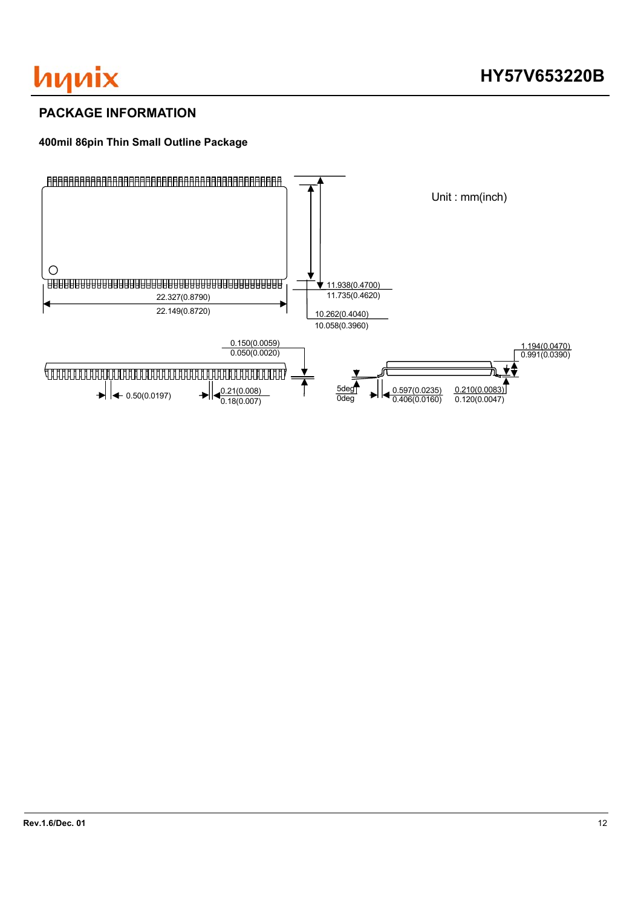## PACKAGE INFORMATION

### 400mil 86pin Thin Small Outline Package

Unit : mm(inch)

11.938(0.4700)
11.735(0.4620)

22.327(0.8790)
22.149(0.8720)

10.262(0.4040)
10.058(0.3960)

0.150(0.0059)
0.050(0.0020)

1.194(0.0470)
0.991(0.0390)

0.50(0.0197)

0.21(0.008)
0.18(0.007)

5deg
0deg

0.597(0.0235)
0.406(0.0160)

0.210(0.0083)
0.120(0.0047)